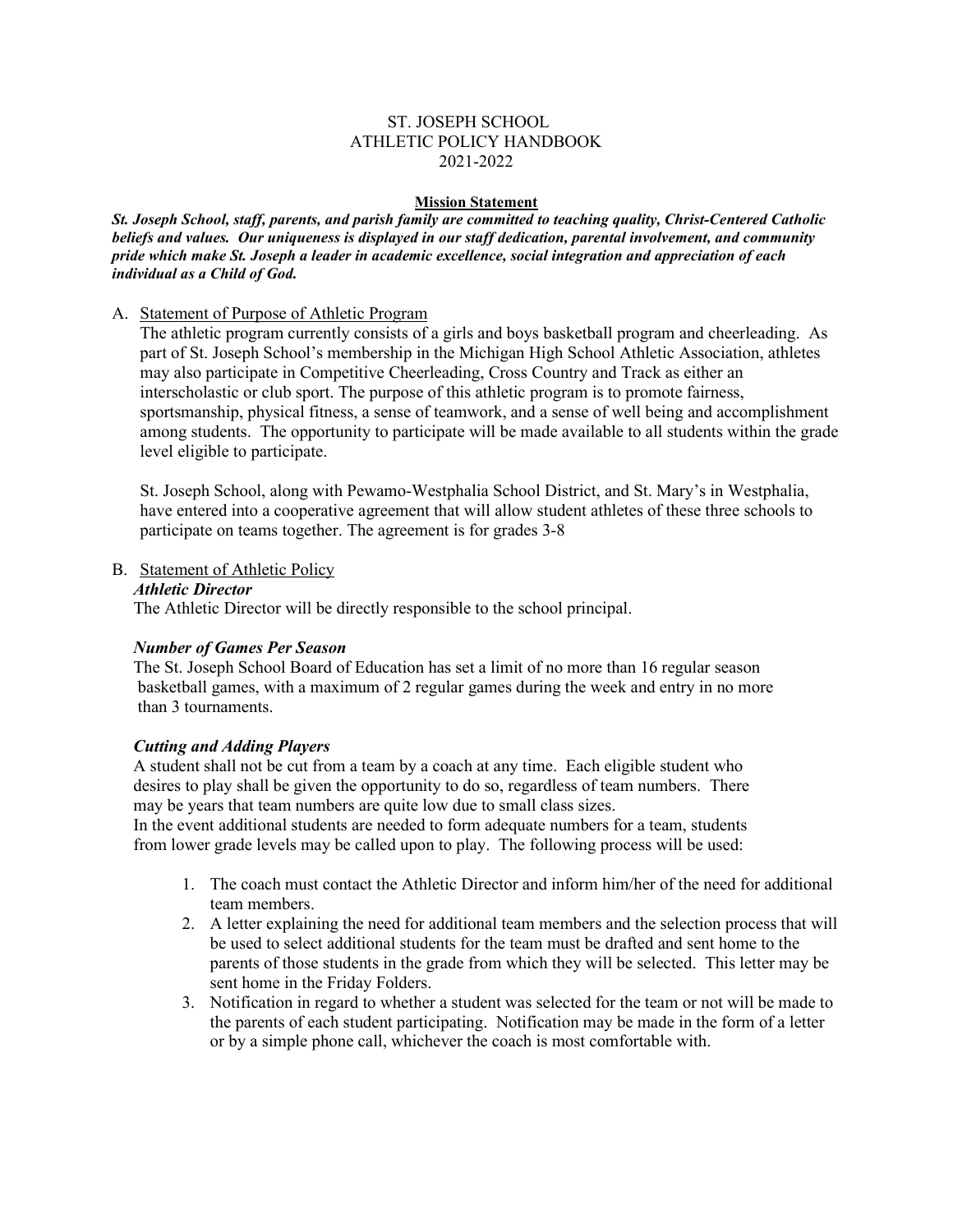# ST. JOSEPH SCHOOL
# ATHLETIC POLICY HANDBOOK
# 2021-2022

## Mission Statement

***St. Joseph School, staff, parents, and parish family are committed to teaching quality, Christ-Centered Catholic beliefs and values. Our uniqueness is displayed in our staff dedication, parental involvement, and community pride which make St. Joseph a leader in academic excellence, social integration and appreciation of each individual as a Child of God.***

A. Statement of Purpose of Athletic Program

The athletic program currently consists of a girls and boys basketball program and cheerleading. As part of St. Joseph School's membership in the Michigan High School Athletic Association, athletes may also participate in Competitive Cheerleading, Cross Country and Track as either an interscholastic or club sport. The purpose of this athletic program is to promote fairness, sportsmanship, physical fitness, a sense of teamwork, and a sense of well being and accomplishment among students. The opportunity to participate will be made available to all students within the grade level eligible to participate.

St. Joseph School, along with Pewamo-Westphalia School District, and St. Mary's in Westphalia, have entered into a cooperative agreement that will allow student athletes of these three schools to participate on teams together. The agreement is for grades 3-8

B. Statement of Athletic Policy

***Athletic Director***

The Athletic Director will be directly responsible to the school principal.

***Number of Games Per Season***

The St. Joseph School Board of Education has set a limit of no more than 16 regular season basketball games, with a maximum of 2 regular games during the week and entry in no more than 3 tournaments.

***Cutting and Adding Players***

A student shall not be cut from a team by a coach at any time. Each eligible student who desires to play shall be given the opportunity to do so, regardless of team numbers. There may be years that team numbers are quite low due to small class sizes.
In the event additional students are needed to form adequate numbers for a team, students from lower grade levels may be called upon to play. The following process will be used:

1. The coach must contact the Athletic Director and inform him/her of the need for additional team members.
2. A letter explaining the need for additional team members and the selection process that will be used to select additional students for the team must be drafted and sent home to the parents of those students in the grade from which they will be selected. This letter may be sent home in the Friday Folders.
3. Notification in regard to whether a student was selected for the team or not will be made to the parents of each student participating. Notification may be made in the form of a letter or by a simple phone call, whichever the coach is most comfortable with.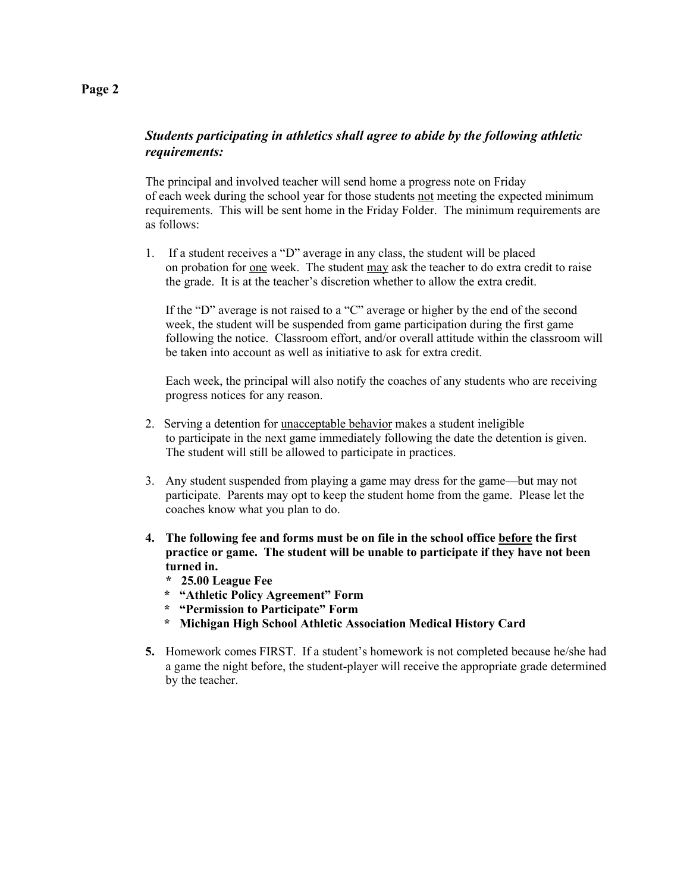***Students participating in athletics shall agree to abide by the following athletic requirements:***

The principal and involved teacher will send home a progress note on Friday of each week during the school year for those students <u>not</u> meeting the expected minimum requirements. This will be sent home in the Friday Folder. The minimum requirements are as follows:

1. If a student receives a "D" average in any class, the student will be placed on probation for <u>one</u> week. The student <u>may</u> ask the teacher to do extra credit to raise the grade. It is at the teacher's discretion whether to allow the extra credit.

   If the "D" average is not raised to a "C" average or higher by the end of the second week, the student will be suspended from game participation during the first game following the notice. Classroom effort, and/or overall attitude within the classroom will be taken into account as well as initiative to ask for extra credit.

   Each week, the principal will also notify the coaches of any students who are receiving progress notices for any reason.

2. Serving a detention for <u>unacceptable behavior</u> makes a student ineligible to participate in the next game immediately following the date the detention is given. The student will still be allowed to participate in practices.

3. Any student suspended from playing a game may dress for the game—but may not participate. Parents may opt to keep the student home from the game. Please let the coaches know what you plan to do.

4. **The following fee and forms must be on file in the school office <u>before</u> the first practice or game. The student will be unable to participate if they have not been turned in.**
   - **25.00 League Fee**
   - **"Athletic Policy Agreement" Form**
   - **"Permission to Participate" Form**
   - **Michigan High School Athletic Association Medical History Card**

5. Homework comes FIRST. If a student's homework is not completed because he/she had a game the night before, the student-player will receive the appropriate grade determined by the teacher.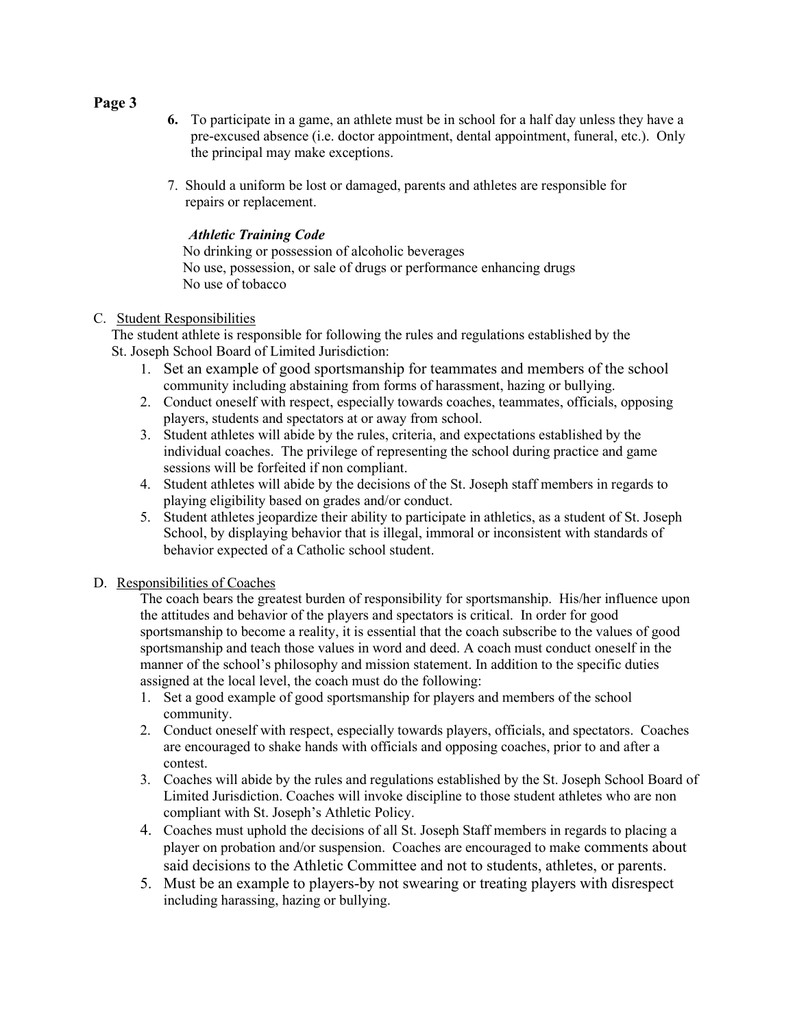6. To participate in a game, an athlete must be in school for a half day unless they have a pre-excused absence (i.e. doctor appointment, dental appointment, funeral, etc.). Only the principal may make exceptions.

7. Should a uniform be lost or damaged, parents and athletes are responsible for repairs or replacement.

***Athletic Training Code***

No drinking or possession of alcoholic beverages
No use, possession, or sale of drugs or performance enhancing drugs
No use of tobacco

C. Student Responsibilities

The student athlete is responsible for following the rules and regulations established by the St. Joseph School Board of Limited Jurisdiction:

1. Set an example of good sportsmanship for teammates and members of the school community including abstaining from forms of harassment, hazing or bullying.
2. Conduct oneself with respect, especially towards coaches, teammates, officials, opposing players, students and spectators at or away from school.
3. Student athletes will abide by the rules, criteria, and expectations established by the individual coaches. The privilege of representing the school during practice and game sessions will be forfeited if non compliant.
4. Student athletes will abide by the decisions of the St. Joseph staff members in regards to playing eligibility based on grades and/or conduct.
5. Student athletes jeopardize their ability to participate in athletics, as a student of St. Joseph School, by displaying behavior that is illegal, immoral or inconsistent with standards of behavior expected of a Catholic school student.

D. Responsibilities of Coaches

The coach bears the greatest burden of responsibility for sportsmanship. His/her influence upon the attitudes and behavior of the players and spectators is critical. In order for good sportsmanship to become a reality, it is essential that the coach subscribe to the values of good sportsmanship and teach those values in word and deed. A coach must conduct oneself in the manner of the school's philosophy and mission statement. In addition to the specific duties assigned at the local level, the coach must do the following:

1. Set a good example of good sportsmanship for players and members of the school community.
2. Conduct oneself with respect, especially towards players, officials, and spectators. Coaches are encouraged to shake hands with officials and opposing coaches, prior to and after a contest.
3. Coaches will abide by the rules and regulations established by the St. Joseph School Board of Limited Jurisdiction. Coaches will invoke discipline to those student athletes who are non compliant with St. Joseph's Athletic Policy.
4. Coaches must uphold the decisions of all St. Joseph Staff members in regards to placing a player on probation and/or suspension. Coaches are encouraged to make comments about said decisions to the Athletic Committee and not to students, athletes, or parents.
5. Must be an example to players-by not swearing or treating players with disrespect including harassing, hazing or bullying.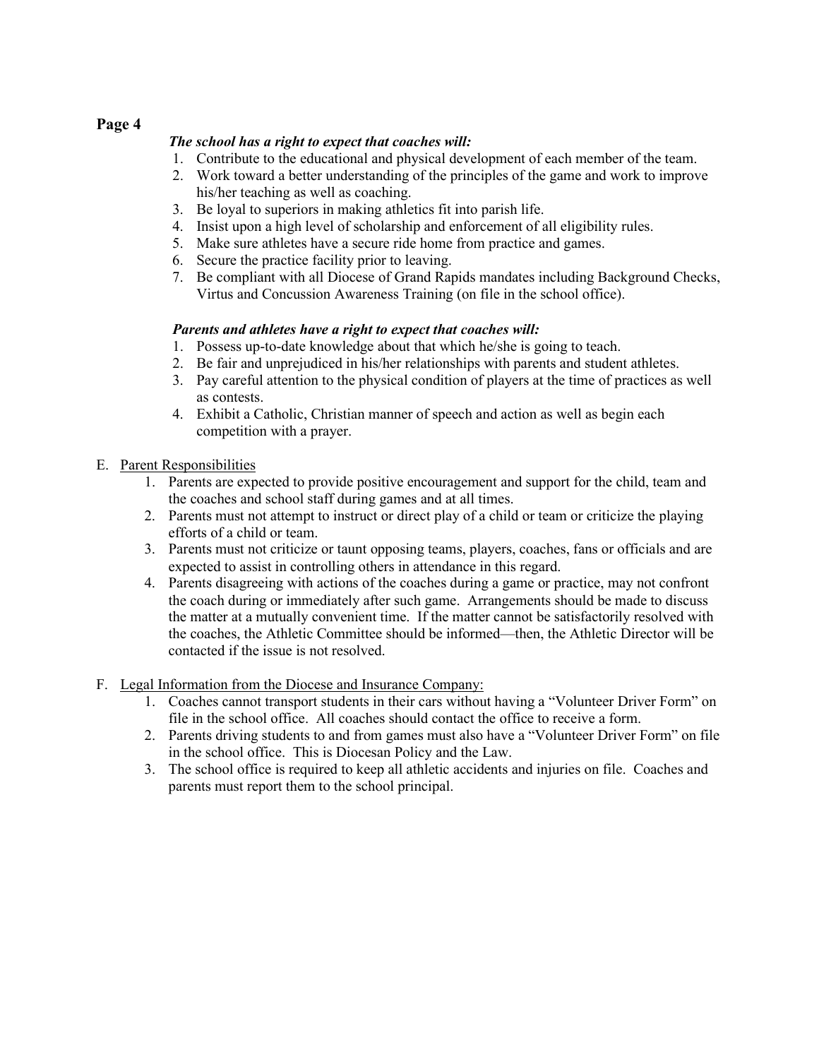***The school has a right to expect that coaches will:***

1. Contribute to the educational and physical development of each member of the team.
2. Work toward a better understanding of the principles of the game and work to improve his/her teaching as well as coaching.
3. Be loyal to superiors in making athletics fit into parish life.
4. Insist upon a high level of scholarship and enforcement of all eligibility rules.
5. Make sure athletes have a secure ride home from practice and games.
6. Secure the practice facility prior to leaving.
7. Be compliant with all Diocese of Grand Rapids mandates including Background Checks, Virtus and Concussion Awareness Training (on file in the school office).

***Parents and athletes have a right to expect that coaches will:***

1. Possess up-to-date knowledge about that which he/she is going to teach.
2. Be fair and unprejudiced in his/her relationships with parents and student athletes.
3. Pay careful attention to the physical condition of players at the time of practices as well as contests.
4. Exhibit a Catholic, Christian manner of speech and action as well as begin each competition with a prayer.

E. <u>Parent Responsibilities</u>

1. Parents are expected to provide positive encouragement and support for the child, team and the coaches and school staff during games and at all times.
2. Parents must not attempt to instruct or direct play of a child or team or criticize the playing efforts of a child or team.
3. Parents must not criticize or taunt opposing teams, players, coaches, fans or officials and are expected to assist in controlling others in attendance in this regard.
4. Parents disagreeing with actions of the coaches during a game or practice, may not confront the coach during or immediately after such game. Arrangements should be made to discuss the matter at a mutually convenient time. If the matter cannot be satisfactorily resolved with the coaches, the Athletic Committee should be informed—then, the Athletic Director will be contacted if the issue is not resolved.

F. <u>Legal Information from the Diocese and Insurance Company:</u>

1. Coaches cannot transport students in their cars without having a "Volunteer Driver Form" on file in the school office. All coaches should contact the office to receive a form.
2. Parents driving students to and from games must also have a "Volunteer Driver Form" on file in the school office. This is Diocesan Policy and the Law.
3. The school office is required to keep all athletic accidents and injuries on file. Coaches and parents must report them to the school principal.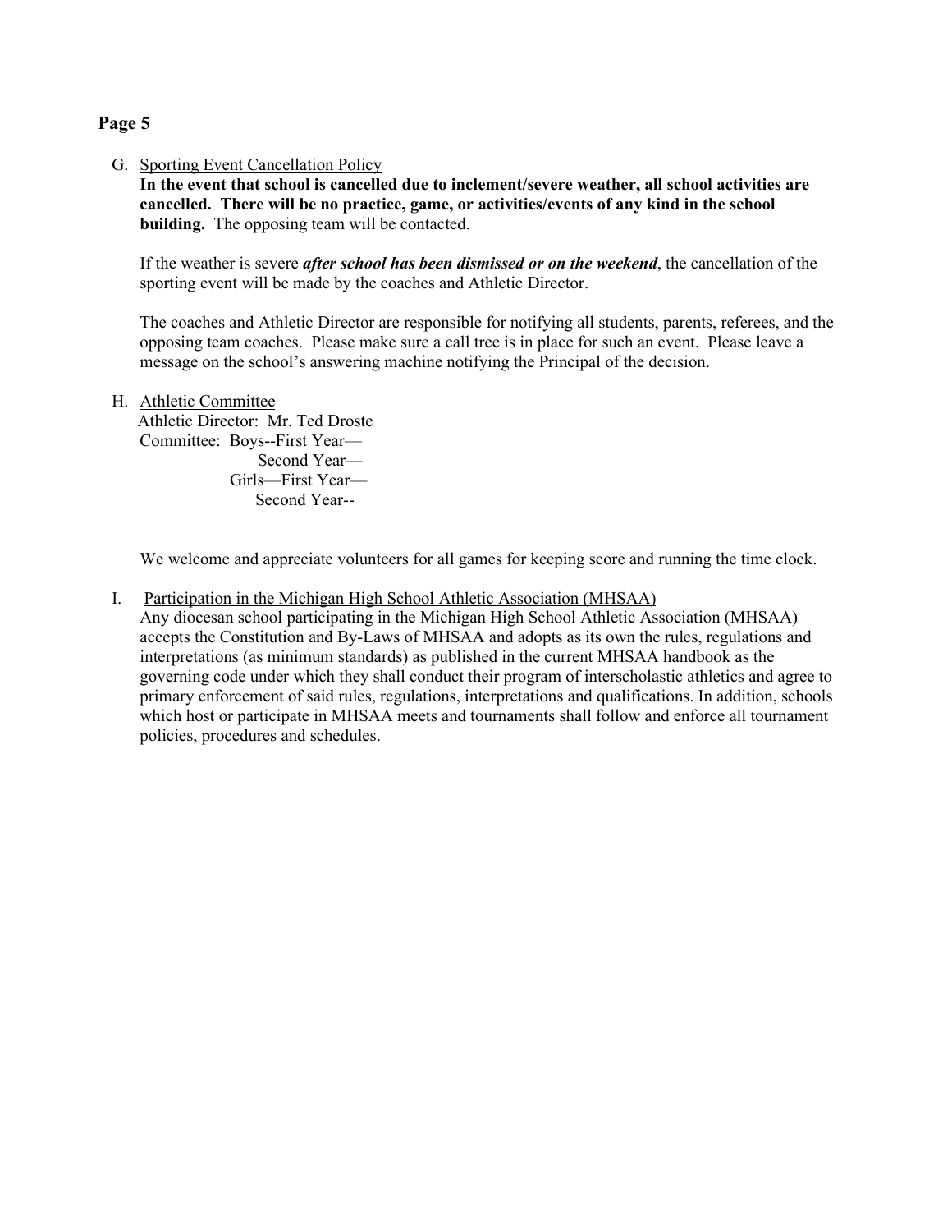G. <u>Sporting Event Cancellation Policy</u>

**In the event that school is cancelled due to inclement/severe weather, all school activities are cancelled. There will be no practice, game, or activities/events of any kind in the school building.** The opposing team will be contacted.

If the weather is severe ***after school has been dismissed or on the weekend***, the cancellation of the sporting event will be made by the coaches and Athletic Director.

The coaches and Athletic Director are responsible for notifying all students, parents, referees, and the opposing team coaches. Please make sure a call tree is in place for such an event. Please leave a message on the school's answering machine notifying the Principal of the decision.

H. <u>Athletic Committee</u>

Athletic Director: Mr. Ted Droste
Committee: Boys--First Year—
Second Year—
Girls—First Year—
Second Year--

We welcome and appreciate volunteers for all games for keeping score and running the time clock.

I. <u>Participation in the Michigan High School Athletic Association (MHSAA)</u>

Any diocesan school participating in the Michigan High School Athletic Association (MHSAA) accepts the Constitution and By-Laws of MHSAA and adopts as its own the rules, regulations and interpretations (as minimum standards) as published in the current MHSAA handbook as the governing code under which they shall conduct their program of interscholastic athletics and agree to primary enforcement of said rules, regulations, interpretations and qualifications. In addition, schools which host or participate in MHSAA meets and tournaments shall follow and enforce all tournament policies, procedures and schedules.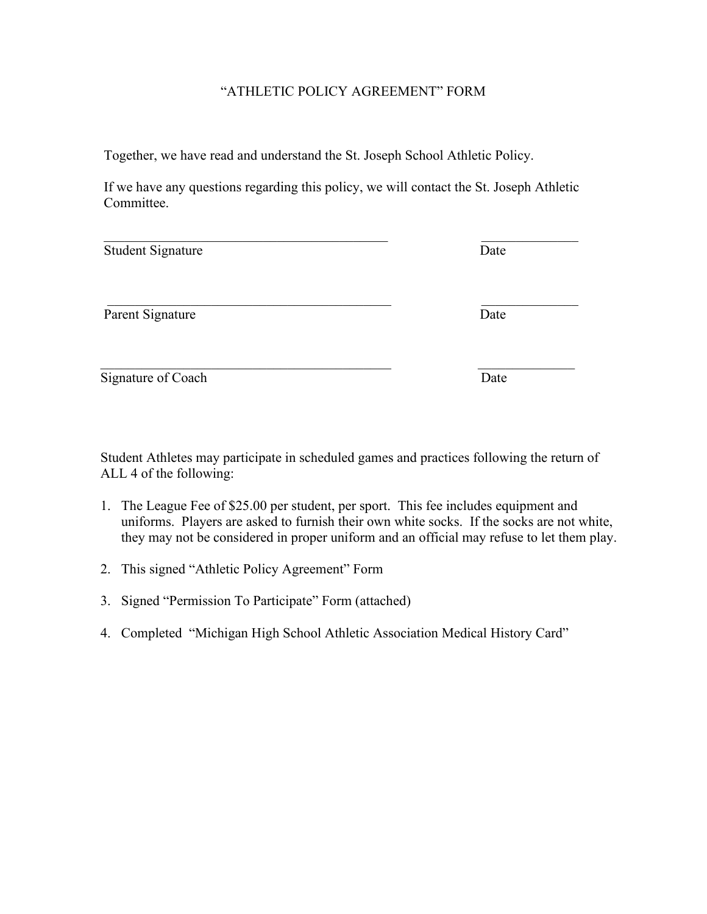# “ATHLETIC POLICY AGREEMENT” FORM

Together, we have read and understand the St. Joseph School Athletic Policy.

If we have any questions regarding this policy, we will contact the St. Joseph Athletic Committee.

____________________________________________ ______________
Student Signature Date

____________________________________________ ______________
Parent Signature Date

____________________________________________ ______________
Signature of Coach Date

Student Athletes may participate in scheduled games and practices following the return of ALL 4 of the following:

1. The League Fee of $25.00 per student, per sport. This fee includes equipment and uniforms. Players are asked to furnish their own white socks. If the socks are not white, they may not be considered in proper uniform and an official may refuse to let them play.

2. This signed “Athletic Policy Agreement” Form

3. Signed “Permission To Participate” Form (attached)

4. Completed “Michigan High School Athletic Association Medical History Card”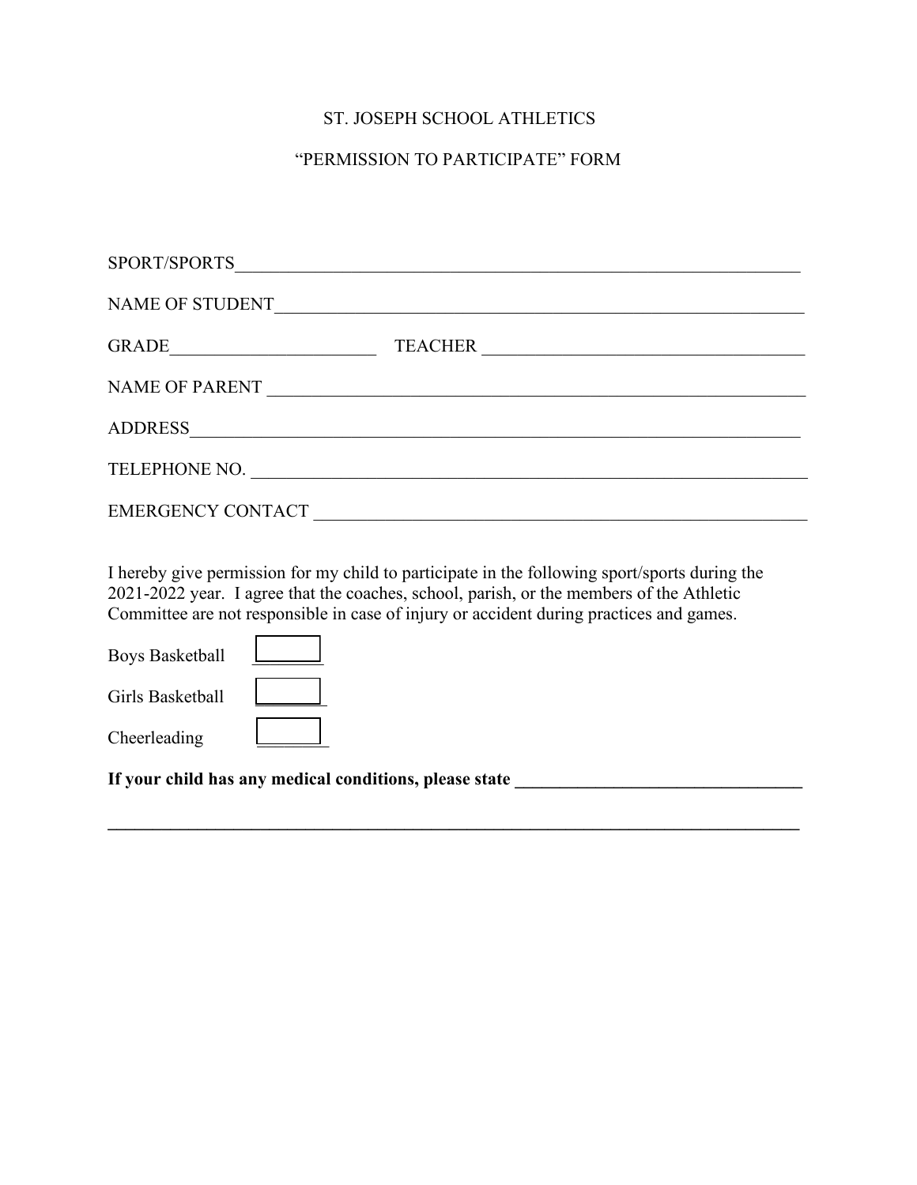ST. JOSEPH SCHOOL ATHLETICS

“PERMISSION TO PARTICIPATE” FORM

SPORT/SPORTS_______________________________________________________________

NAME OF STUDENT___________________________________________________________

GRADE______________________ TEACHER ___________________________________

NAME OF PARENT ___________________________________________________________

ADDRESS___________________________________________________________________

TELEPHONE NO. ____________________________________________________________

EMERGENCY CONTACT _______________________________________________________

I hereby give permission for my child to participate in the following sport/sports during the 2021-2022 year. I agree that the coaches, school, parish, or the members of the Athletic Committee are not responsible in case of injury or accident during practices and games.

Boys Basketball ☐

Girls Basketball ☐

Cheerleading ☐

**If your child has any medical conditions, please state ________________________________**

**________________________________________________________________________________**